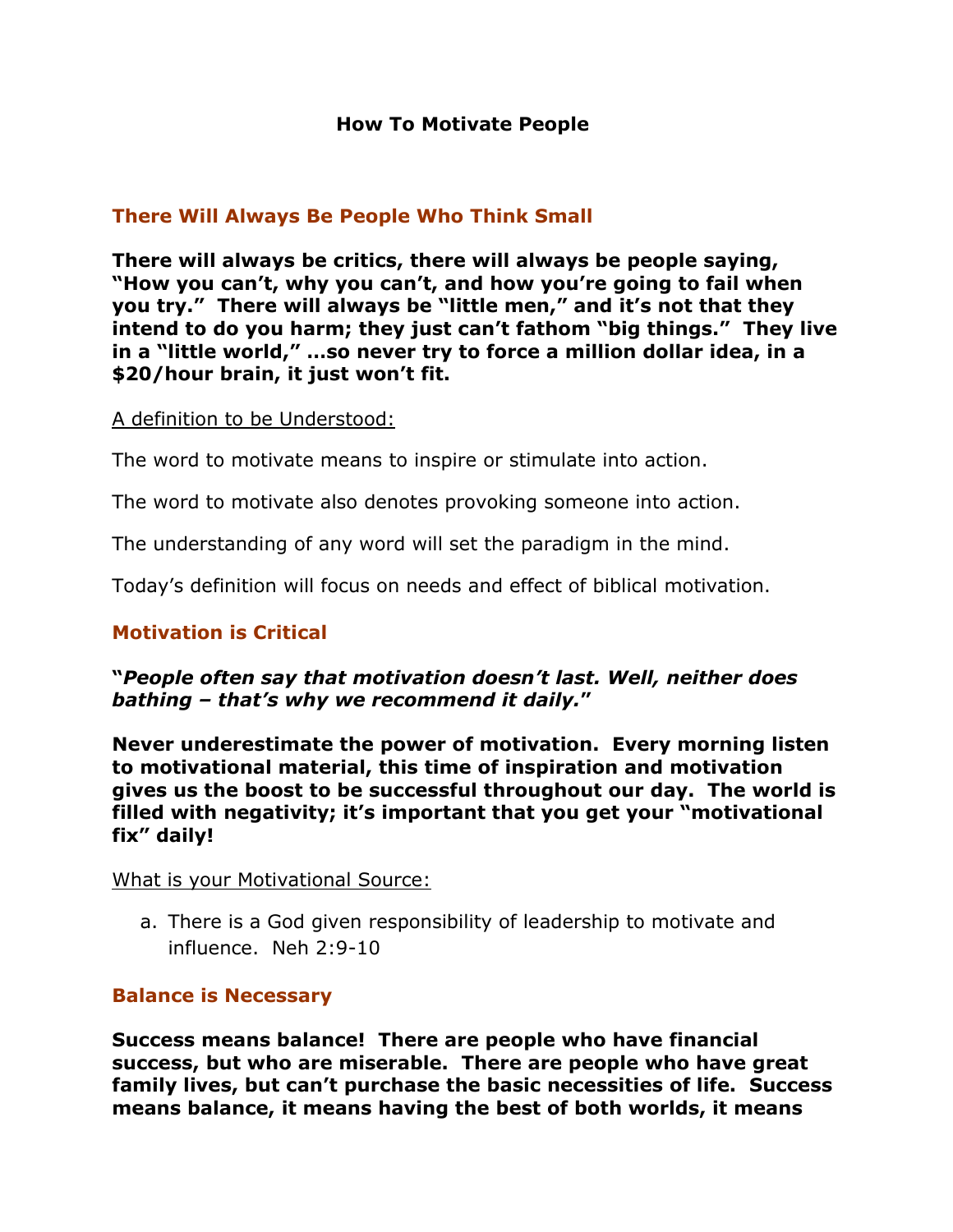# How To Motivate People

## There Will Always Be People Who Think Small

**There will always be critics, there will always be people saying, "How you can't, why you can't, and how you're going to fail when you try." There will always be "little men," and it's not that they intend to do you harm; they just can't fathom "big things." They live in a "little world," …so never try to force a million dollar idea, in a $20/hour brain, it just won't fit.**

<u>A definition to be Understood:</u>

The word to motivate means to inspire or stimulate into action.

The word to motivate also denotes provoking someone into action.

The understanding of any word will set the paradigm in the mind.

Today's definition will focus on needs and effect of biblical motivation.

## Motivation is Critical

**"*People often say that motivation doesn't last. Well, neither does bathing – that's why we recommend it daily.*"**

**Never underestimate the power of motivation. Every morning listen to motivational material, this time of inspiration and motivation gives us the boost to be successful throughout our day. The world is filled with negativity; it's important that you get your "motivational fix" daily!**

<u>What is your Motivational Source:</u>

a. There is a God given responsibility of leadership to motivate and influence. Neh 2:9-10

## Balance is Necessary

**Success means balance! There are people who have financial success, but who are miserable. There are people who have great family lives, but can't purchase the basic necessities of life. Success means balance, it means having the best of both worlds, it means**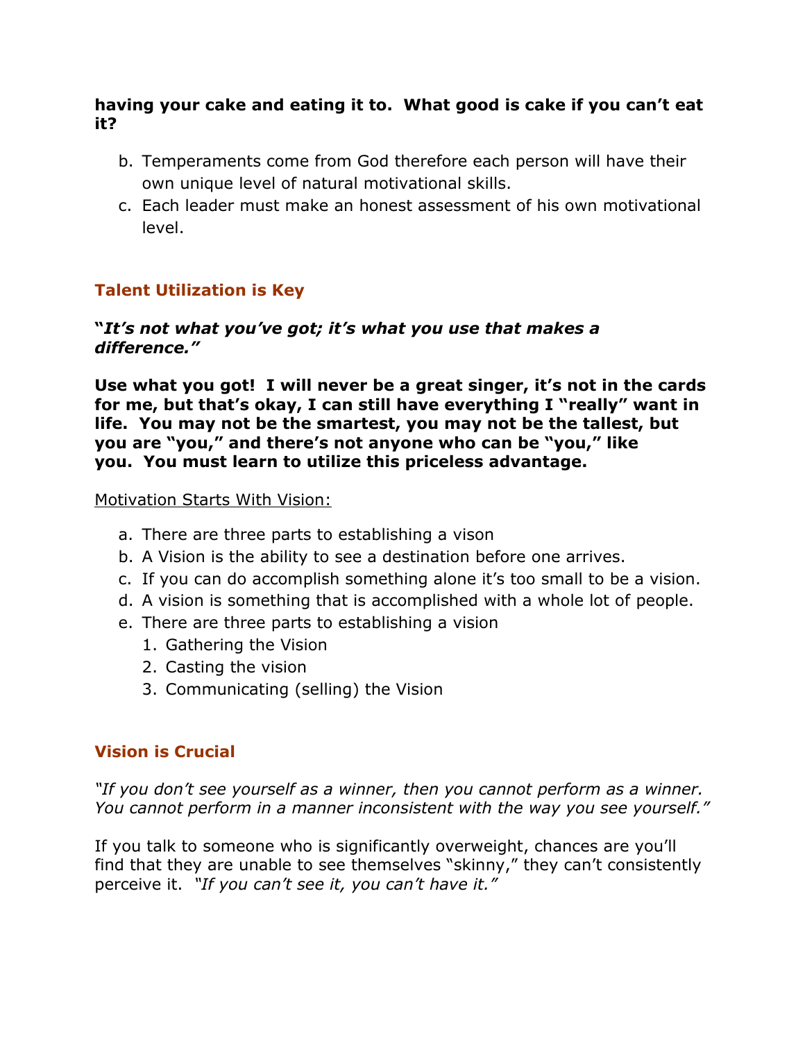**having your cake and eating it to. What good is cake if you can't eat it?**

b. Temperaments come from God therefore each person will have their own unique level of natural motivational skills.
c. Each leader must make an honest assessment of his own motivational level.

## Talent Utilization is Key

***"It's not what you've got; it's what you use that makes a difference."***

**Use what you got! I will never be a great singer, it's not in the cards for me, but that's okay, I can still have everything I "really" want in life. You may not be the smartest, you may not be the tallest, but you are "you," and there's not anyone who can be "you," like you. You must learn to utilize this priceless advantage.**

<u>Motivation Starts With Vision:</u>

a. There are three parts to establishing a vison
b. A Vision is the ability to see a destination before one arrives.
c. If you can do accomplish something alone it's too small to be a vision.
d. A vision is something that is accomplished with a whole lot of people.
e. There are three parts to establishing a vision
    1. Gathering the Vision
    2. Casting the vision
    3. Communicating (selling) the Vision

## Vision is Crucial

*"If you don't see yourself as a winner, then you cannot perform as a winner. You cannot perform in a manner inconsistent with the way you see yourself."*

If you talk to someone who is significantly overweight, chances are you'll find that they are unable to see themselves "skinny," they can't consistently perceive it. *"If you can't see it, you can't have it."*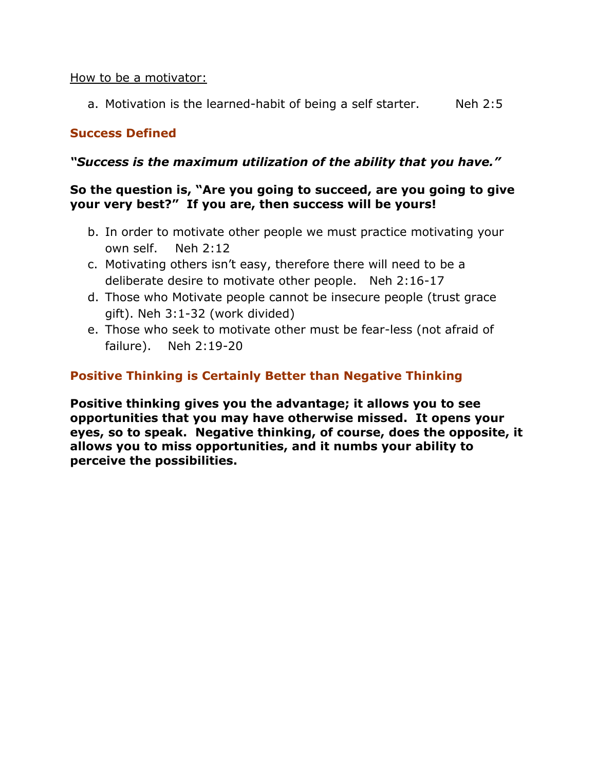<u>How to be a motivator:</u>

a. Motivation is the learned-habit of being a self starter. Neh 2:5

## Success Defined

***"Success is the maximum utilization of the ability that you have."***

**So the question is, "Are you going to succeed, are you going to give your very best?" If you are, then success will be yours!**

b. In order to motivate other people we must practice motivating your own self. Neh 2:12
c. Motivating others isn't easy, therefore there will need to be a deliberate desire to motivate other people. Neh 2:16-17
d. Those who Motivate people cannot be insecure people (trust grace gift). Neh 3:1-32 (work divided)
e. Those who seek to motivate other must be fear-less (not afraid of failure). Neh 2:19-20

## Positive Thinking is Certainly Better than Negative Thinking

**Positive thinking gives you the advantage; it allows you to see opportunities that you may have otherwise missed. It opens your eyes, so to speak. Negative thinking, of course, does the opposite, it allows you to miss opportunities, and it numbs your ability to perceive the possibilities.**